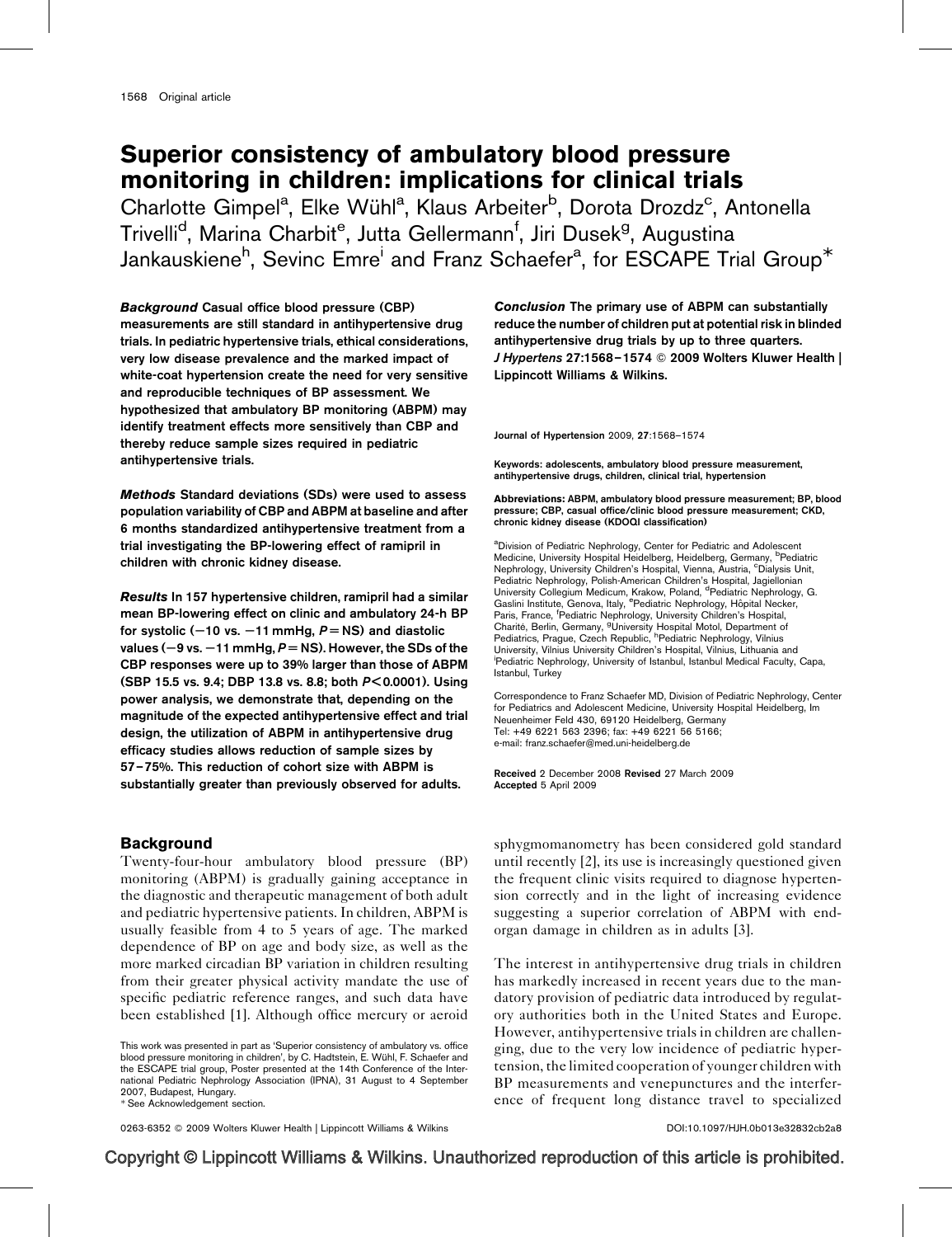# Superior consistency of ambulatory blood pressure monitoring in children: implications for clinical trials

Charlotte Gimpel[a], Elke Wühl[a], Klaus Arbeiter[b], Dorota Drozdz[c], Antonella Trivelli[d], Marina Charbit[e], Jutta Gellermann[f], Jiri Dusek[g], Augustina Jankauskiene[h], Sevinc Emre[i] and Franz Schaefer[a], for ESCAPE Trial Group*

***Background*** **Casual office blood pressure (CBP) measurements are still standard in antihypertensive drug trials. In pediatric hypertensive trials, ethical considerations, very low disease prevalence and the marked impact of white-coat hypertension create the need for very sensitive and reproducible techniques of BP assessment. We hypothesized that ambulatory BP monitoring (ABPM) may identify treatment effects more sensitively than CBP and thereby reduce sample sizes required in pediatric antihypertensive trials.**

***Methods*** **Standard deviations (SDs) were used to assess population variability of CBP and ABPM at baseline and after 6 months standardized antihypertensive treatment from a trial investigating the BP-lowering effect of ramipril in children with chronic kidney disease.**

***Results*** **In 157 hypertensive children, ramipril had a similar mean BP-lowering effect on clinic and ambulatory 24-h BP for systolic (−10 vs. −11 mmHg, $P$ = NS) and diastolic values (−9 vs. −11 mmHg, $P$ = NS). However, the SDs of the CBP responses were up to 39% larger than those of ABPM (SBP 15.5 vs. 9.4; DBP 13.8 vs. 8.8; both $P < 0.0001$). Using power analysis, we demonstrate that, depending on the magnitude of the expected antihypertensive effect and trial design, the utilization of ABPM in antihypertensive drug efficacy studies allows reduction of sample sizes by 57–75%. This reduction of cohort size with ABPM is substantially greater than previously observed for adults.**

***Conclusion*** **The primary use of ABPM can substantially reduce the number of children put at potential risk in blinded antihypertensive drug trials by up to three quarters.** ***J Hypertens*** **27:1568–1574 © 2009 Wolters Kluwer Health | Lippincott Williams & Wilkins.**

Journal of Hypertension 2009, **27**:1568–1574

Keywords: adolescents, ambulatory blood pressure measurement, antihypertensive drugs, children, clinical trial, hypertension

Abbreviations: ABPM, ambulatory blood pressure measurement; BP, blood pressure; CBP, casual office/clinic blood pressure measurement; CKD, chronic kidney disease (KDOQI classification)

[a]Division of Pediatric Nephrology, Center for Pediatric and Adolescent Medicine, University Hospital Heidelberg, Heidelberg, Germany, [b]Pediatric Nephrology, University Children's Hospital, Vienna, Austria, [c]Dialysis Unit, Pediatric Nephrology, Polish-American Children's Hospital, Jagiellonian University Collegium Medicum, Krakow, Poland, [d]Pediatric Nephrology, G. Gaslini Institute, Genova, Italy, [e]Pediatric Nephrology, Hôpital Necker, Paris, France, [f]Pediatric Nephrology, University Children's Hospital, Charité, Berlin, Germany, [g]University Hospital Motol, Department of Pediatrics, Prague, Czech Republic, [h]Pediatric Nephrology, Vilnius University, Vilnius University Children's Hospital, Vilnius, Lithuania and [i]Pediatric Nephrology, University of Istanbul, Istanbul Medical Faculty, Capa, Istanbul, Turkey

Correspondence to Franz Schaefer MD, Division of Pediatric Nephrology, Center for Pediatrics and Adolescent Medicine, University Hospital Heidelberg, Im Neuenheimer Feld 430, 69120 Heidelberg, Germany
Tel: +49 6221 563 2396; fax: +49 6221 56 5166;
e-mail: franz.schaefer@med.uni-heidelberg.de

Received 2 December 2008 Revised 27 March 2009
Accepted 5 April 2009

## Background

Twenty-four-hour ambulatory blood pressure (BP) monitoring (ABPM) is gradually gaining acceptance in the diagnostic and therapeutic management of both adult and pediatric hypertensive patients. In children, ABPM is usually feasible from 4 to 5 years of age. The marked dependence of BP on age and body size, as well as the more marked circadian BP variation in children resulting from their greater physical activity mandate the use of specific pediatric reference ranges, and such data have been established [1]. Although office mercury or aeroid sphygmomanometry has been considered gold standard until recently [2], its use is increasingly questioned given the frequent clinic visits required to diagnose hypertension correctly and in the light of increasing evidence suggesting a superior correlation of ABPM with end-organ damage in children as in adults [3].

The interest in antihypertensive drug trials in children has markedly increased in recent years due to the mandatory provision of pediatric data introduced by regulatory authorities both in the United States and Europe. However, antihypertensive trials in children are challenging, due to the very low incidence of pediatric hypertension, the limited cooperation of younger children with BP measurements and venepunctures and the interference of frequent long distance travel to specialized

This work was presented in part as 'Superior consistency of ambulatory vs. office blood pressure monitoring in children', by C. Hadtstein, E. Wühl, F. Schaefer and the ESCAPE trial group, Poster presented at the 14th Conference of the International Pediatric Nephrology Association (IPNA), 31 August to 4 September 2007, Budapest, Hungary.
* See Acknowledgement section.

0263-6352 © 2009 Wolters Kluwer Health | Lippincott Williams & Wilkins DOI:10.1097/HJH.0b013e32832cb2a8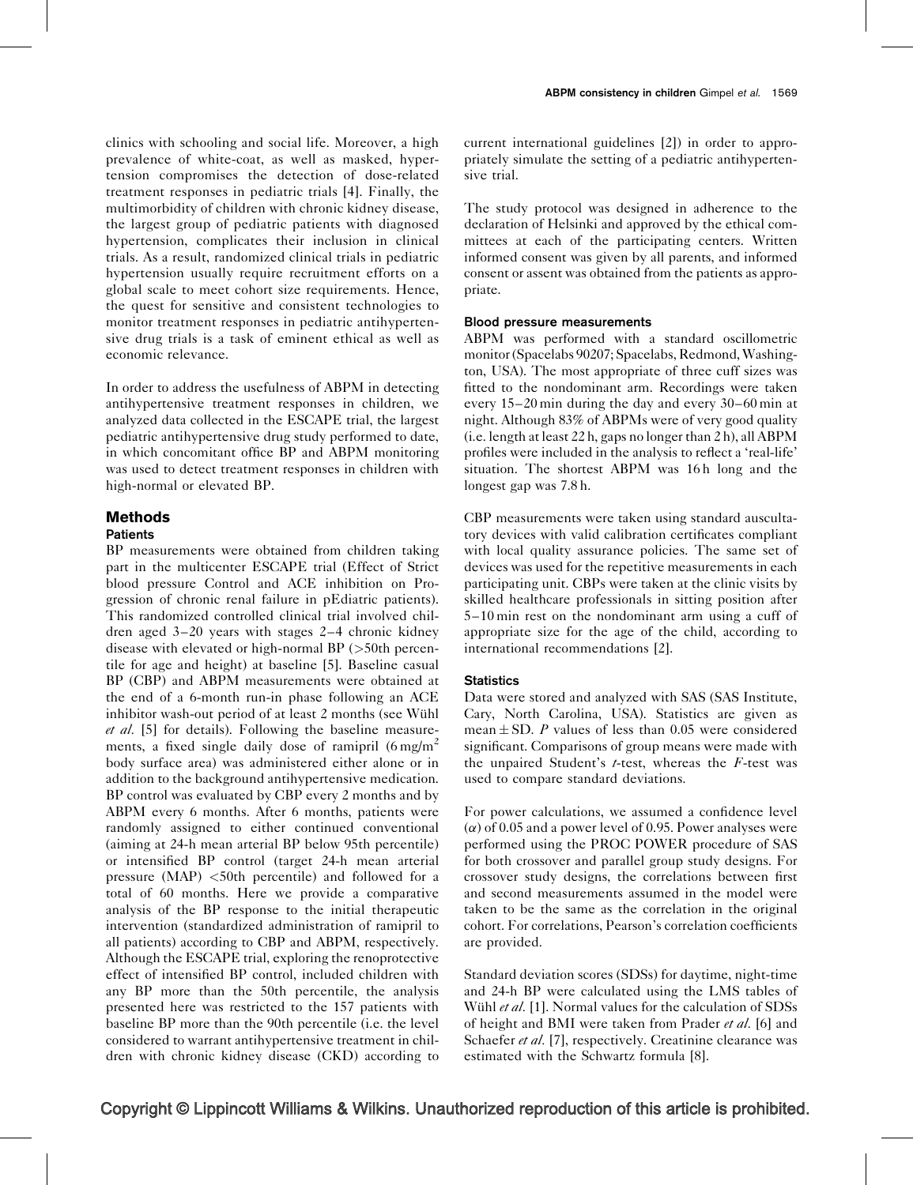clinics with schooling and social life. Moreover, a high prevalence of white-coat, as well as masked, hypertension compromises the detection of dose-related treatment responses in pediatric trials [4]. Finally, the multimorbidity of children with chronic kidney disease, the largest group of pediatric patients with diagnosed hypertension, complicates their inclusion in clinical trials. As a result, randomized clinical trials in pediatric hypertension usually require recruitment efforts on a global scale to meet cohort size requirements. Hence, the quest for sensitive and consistent technologies to monitor treatment responses in pediatric antihypertensive drug trials is a task of eminent ethical as well as economic relevance.

In order to address the usefulness of ABPM in detecting antihypertensive treatment responses in children, we analyzed data collected in the ESCAPE trial, the largest pediatric antihypertensive drug study performed to date, in which concomitant office BP and ABPM monitoring was used to detect treatment responses in children with high-normal or elevated BP.

## Methods

### Patients

BP measurements were obtained from children taking part in the multicenter ESCAPE trial (Effect of Strict blood pressure Control and ACE inhibition on Progression of chronic renal failure in pEdiatric patients). This randomized controlled clinical trial involved children aged 3–20 years with stages 2–4 chronic kidney disease with elevated or high-normal BP (>50th percentile for age and height) at baseline [5]. Baseline casual BP (CBP) and ABPM measurements were obtained at the end of a 6-month run-in phase following an ACE inhibitor wash-out period of at least 2 months (see Wühl *et al.* [5] for details). Following the baseline measurements, a fixed single daily dose of ramipril (6 mg/m$^2$ body surface area) was administered either alone or in addition to the background antihypertensive medication. BP control was evaluated by CBP every 2 months and by ABPM every 6 months. After 6 months, patients were randomly assigned to either continued conventional (aiming at 24-h mean arterial BP below 95th percentile) or intensified BP control (target 24-h mean arterial pressure (MAP) <50th percentile) and followed for a total of 60 months. Here we provide a comparative analysis of the BP response to the initial therapeutic intervention (standardized administration of ramipril to all patients) according to CBP and ABPM, respectively. Although the ESCAPE trial, exploring the renoprotective effect of intensified BP control, included children with any BP more than the 50th percentile, the analysis presented here was restricted to the 157 patients with baseline BP more than the 90th percentile (i.e. the level considered to warrant antihypertensive treatment in children with chronic kidney disease (CKD) according to current international guidelines [2]) in order to appropriately simulate the setting of a pediatric antihypertensive trial.

The study protocol was designed in adherence to the declaration of Helsinki and approved by the ethical committees at each of the participating centers. Written informed consent was given by all parents, and informed consent or assent was obtained from the patients as appropriate.

### Blood pressure measurements

ABPM was performed with a standard oscillometric monitor (Spacelabs 90207; Spacelabs, Redmond, Washington, USA). The most appropriate of three cuff sizes was fitted to the nondominant arm. Recordings were taken every 15–20 min during the day and every 30–60 min at night. Although 83% of ABPMs were of very good quality (i.e. length at least 22 h, gaps no longer than 2 h), all ABPM profiles were included in the analysis to reflect a 'real-life' situation. The shortest ABPM was 16 h long and the longest gap was 7.8 h.

CBP measurements were taken using standard auscultatory devices with valid calibration certificates compliant with local quality assurance policies. The same set of devices was used for the repetitive measurements in each participating unit. CBPs were taken at the clinic visits by skilled healthcare professionals in sitting position after 5–10 min rest on the nondominant arm using a cuff of appropriate size for the age of the child, according to international recommendations [2].

### Statistics

Data were stored and analyzed with SAS (SAS Institute, Cary, North Carolina, USA). Statistics are given as mean ± SD. *P* values of less than 0.05 were considered significant. Comparisons of group means were made with the unpaired Student's *t*-test, whereas the *F*-test was used to compare standard deviations.

For power calculations, we assumed a confidence level ($\alpha$) of 0.05 and a power level of 0.95. Power analyses were performed using the PROC POWER procedure of SAS for both crossover and parallel group study designs. For crossover study designs, the correlations between first and second measurements assumed in the model were taken to be the same as the correlation in the original cohort. For correlations, Pearson's correlation coefficients are provided.

Standard deviation scores (SDSs) for daytime, night-time and 24-h BP were calculated using the LMS tables of Wühl *et al.* [1]. Normal values for the calculation of SDSs of height and BMI were taken from Prader *et al.* [6] and Schaefer *et al.* [7], respectively. Creatinine clearance was estimated with the Schwartz formula [8].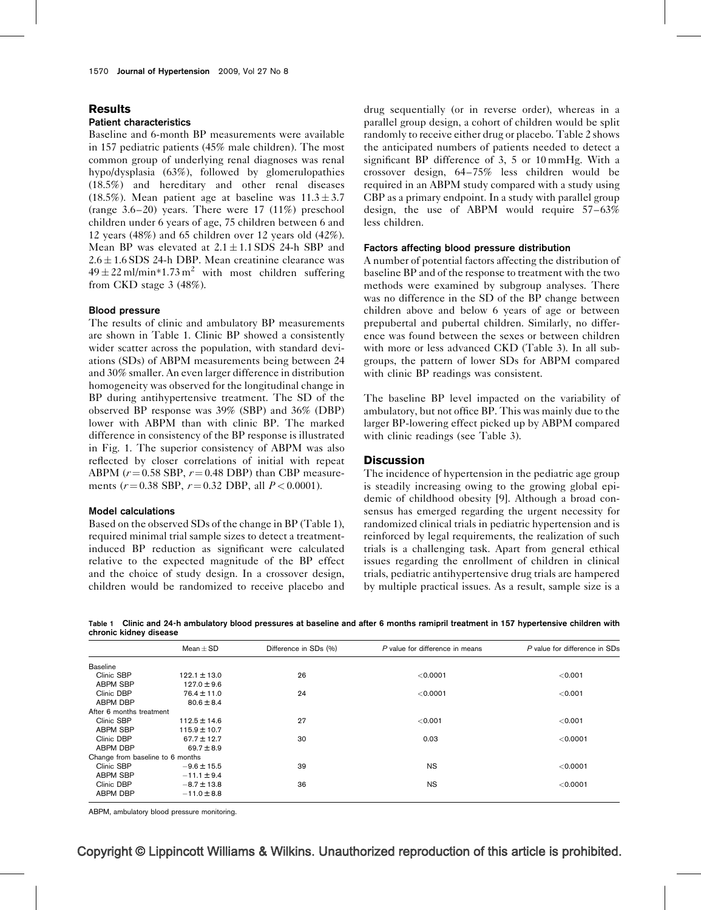## Results

### Patient characteristics

Baseline and 6-month BP measurements were available in 157 pediatric patients (45% male children). The most common group of underlying renal diagnoses was renal hypo/dysplasia (63%), followed by glomerulopathies (18.5%) and hereditary and other renal diseases (18.5%). Mean patient age at baseline was $11.3 \pm 3.7$ (range 3.6–20) years. There were 17 (11%) preschool children under 6 years of age, 75 children between 6 and 12 years (48%) and 65 children over 12 years old (42%). Mean BP was elevated at $2.1 \pm 1.1$ SDS 24-h SBP and $2.6 \pm 1.6$ SDS 24-h DBP. Mean creatinine clearance was $49 \pm 22$ ml/min*1.73 m$^2$ with most children suffering from CKD stage 3 (48%).

### Blood pressure

The results of clinic and ambulatory BP measurements are shown in Table 1. Clinic BP showed a consistently wider scatter across the population, with standard deviations (SDs) of ABPM measurements being between 24 and 30% smaller. An even larger difference in distribution homogeneity was observed for the longitudinal change in BP during antihypertensive treatment. The SD of the observed BP response was 39% (SBP) and 36% (DBP) lower with ABPM than with clinic BP. The marked difference in consistency of the BP response is illustrated in Fig. 1. The superior consistency of ABPM was also reflected by closer correlations of initial with repeat ABPM ($r = 0.58$ SBP, $r = 0.48$ DBP) than CBP measurements ($r = 0.38$ SBP, $r = 0.32$ DBP, all $P < 0.0001$).

### Model calculations

Based on the observed SDs of the change in BP (Table 1), required minimal trial sample sizes to detect a treatment-induced BP reduction as significant were calculated relative to the expected magnitude of the BP effect and the choice of study design. In a crossover design, children would be randomized to receive placebo and drug sequentially (or in reverse order), whereas in a parallel group design, a cohort of children would be split randomly to receive either drug or placebo. Table 2 shows the anticipated numbers of patients needed to detect a significant BP difference of 3, 5 or 10 mmHg. With a crossover design, 64–75% less children would be required in an ABPM study compared with a study using CBP as a primary endpoint. In a study with parallel group design, the use of ABPM would require 57–63% less children.

### Factors affecting blood pressure distribution

A number of potential factors affecting the distribution of baseline BP and of the response to treatment with the two methods were examined by subgroup analyses. There was no difference in the SD of the BP change between children above and below 6 years of age or between prepubertal and pubertal children. Similarly, no difference was found between the sexes or between children with more or less advanced CKD (Table 3). In all subgroups, the pattern of lower SDs for ABPM compared with clinic BP readings was consistent.

The baseline BP level impacted on the variability of ambulatory, but not office BP. This was mainly due to the larger BP-lowering effect picked up by ABPM compared with clinic readings (see Table 3).

## Discussion

The incidence of hypertension in the pediatric age group is steadily increasing owing to the growing global epidemic of childhood obesity [9]. Although a broad consensus has emerged regarding the urgent necessity for randomized clinical trials in pediatric hypertension and is reinforced by legal requirements, the realization of such trials is a challenging task. Apart from general ethical issues regarding the enrollment of children in clinical trials, pediatric antihypertensive drug trials are hampered by multiple practical issues. As a result, sample size is a

**Table 1 Clinic and 24-h ambulatory blood pressures at baseline and after 6 months ramipril treatment in 157 hypertensive children with chronic kidney disease**

| | Mean ± SD | Difference in SDs (%) | *P* value for difference in means | *P* value for difference in SDs |
|---|---|---|---|---|
| Baseline | | | | |
| Clinic SBP | 122.1 ± 13.0 | 26 | <0.0001 | <0.001 |
| ABPM SBP | 127.0 ± 9.6 | | | |
| Clinic DBP | 76.4 ± 11.0 | 24 | <0.0001 | <0.001 |
| ABPM DBP | 80.6 ± 8.4 | | | |
| After 6 months treatment | | | | |
| Clinic SBP | 112.5 ± 14.6 | 27 | <0.001 | <0.001 |
| ABPM SBP | 115.9 ± 10.7 | | | |
| Clinic DBP | 67.7 ± 12.7 | 30 | 0.03 | <0.0001 |
| ABPM DBP | 69.7 ± 8.9 | | | |
| Change from baseline to 6 months | | | | |
| Clinic SBP | −9.6 ± 15.5 | 39 | NS | <0.0001 |
| ABPM SBP | −11.1 ± 9.4 | | | |
| Clinic DBP | −8.7 ± 13.8 | 36 | NS | <0.0001 |
| ABPM DBP | −11.0 ± 8.8 | | | |

ABPM, ambulatory blood pressure monitoring.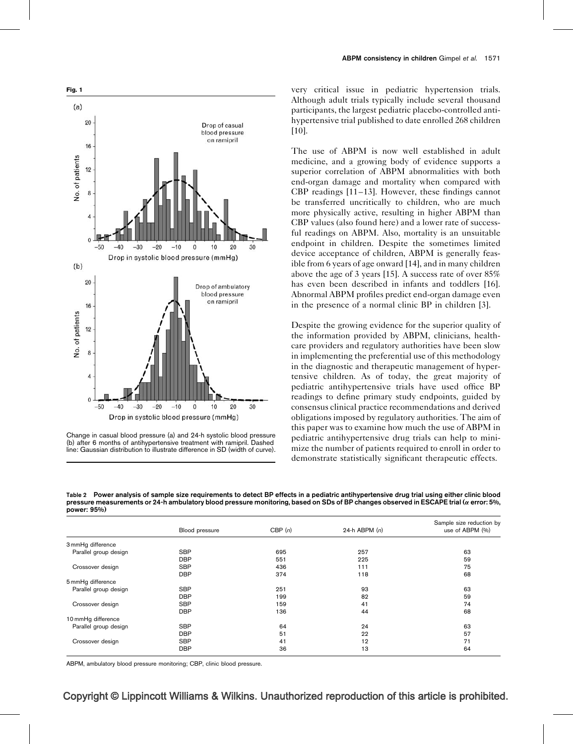**Fig. 1**

Change in casual blood pressure (a) and 24-h systolic blood pressure (b) after 6 months of antihypertensive treatment with ramipril. Dashed line: Gaussian distribution to illustrate difference in SD (width of curve).

very critical issue in pediatric hypertension trials. Although adult trials typically include several thousand participants, the largest pediatric placebo-controlled antihypertensive trial published to date enrolled 268 children [10].

The use of ABPM is now well established in adult medicine, and a growing body of evidence supports a superior correlation of ABPM abnormalities with both end-organ damage and mortality when compared with CBP readings [11–13]. However, these findings cannot be transferred uncritically to children, who are much more physically active, resulting in higher ABPM than CBP values (also found here) and a lower rate of successful readings on ABPM. Also, mortality is an unsuitable endpoint in children. Despite the sometimes limited device acceptance of children, ABPM is generally feasible from 6 years of age onward [14], and in many children above the age of 3 years [15]. A success rate of over 85% has even been described in infants and toddlers [16]. Abnormal ABPM profiles predict end-organ damage even in the presence of a normal clinic BP in children [3].

Despite the growing evidence for the superior quality of the information provided by ABPM, clinicians, healthcare providers and regulatory authorities have been slow in implementing the preferential use of this methodology in the diagnostic and therapeutic management of hypertensive children. As of today, the great majority of pediatric antihypertensive trials have used office BP readings to define primary study endpoints, guided by consensus clinical practice recommendations and derived obligations imposed by regulatory authorities. The aim of this paper was to examine how much the use of ABPM in pediatric antihypertensive drug trials can help to minimize the number of patients required to enroll in order to demonstrate statistically significant therapeutic effects.

**Table 2 Power analysis of sample size requirements to detect BP effects in a pediatric antihypertensive drug trial using either clinic blood pressure measurements or 24-h ambulatory blood pressure monitoring, based on SDs of BP changes observed in ESCAPE trial (α error: 5%, power: 95%)**

| | Blood pressure | CBP (*n*) | 24-h ABPM (*n*) | Sample size reduction by use of ABPM (%) |
|---|---|---|---|---|
| 3 mmHg difference | | | | |
| Parallel group design | SBP | 695 | 257 | 63 |
| | DBP | 551 | 225 | 59 |
| Crossover design | SBP | 436 | 111 | 75 |
| | DBP | 374 | 118 | 68 |
| 5 mmHg difference | | | | |
| Parallel group design | SBP | 251 | 93 | 63 |
| | DBP | 199 | 82 | 59 |
| Crossover design | SBP | 159 | 41 | 74 |
| | DBP | 136 | 44 | 68 |
| 10 mmHg difference | | | | |
| Parallel group design | SBP | 64 | 24 | 63 |
| | DBP | 51 | 22 | 57 |
| Crossover design | SBP | 41 | 12 | 71 |
| | DBP | 36 | 13 | 64 |

ABPM, ambulatory blood pressure monitoring; CBP, clinic blood pressure.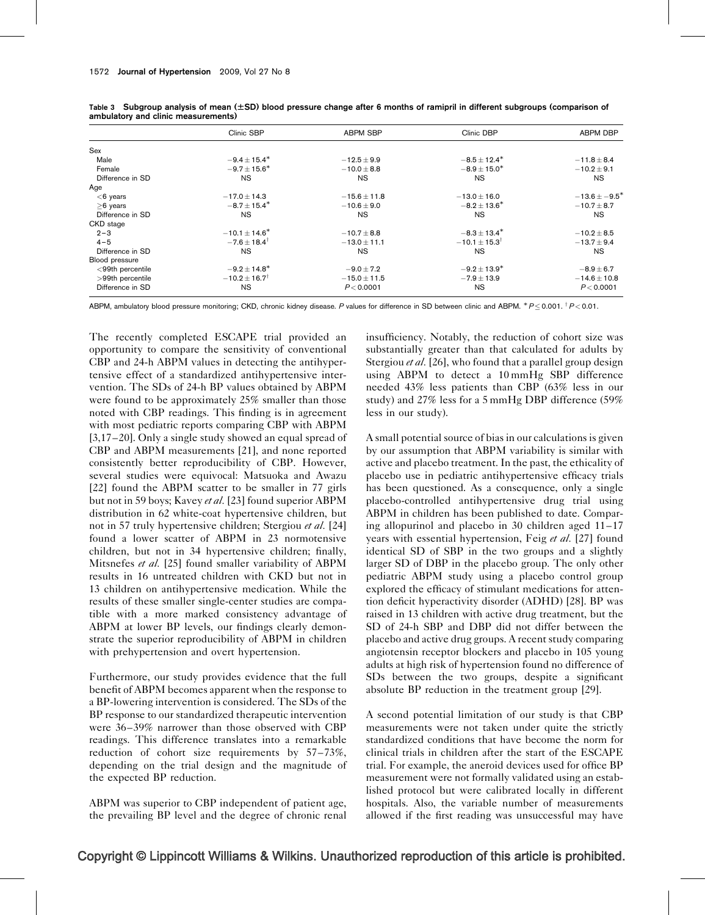Table 3 Subgroup analysis of mean (±SD) blood pressure change after 6 months of ramipril in different subgroups (comparison of ambulatory and clinic measurements)

| | Clinic SBP | ABPM SBP | Clinic DBP | ABPM DBP |
|---|---|---|---|---|
| Sex | | | | |
| Male | $-9.4 \pm 15.4^{*}$ | $-12.5 \pm 9.9$ | $-8.5 \pm 12.4^{*}$ | $-11.8 \pm 8.4$ |
| Female | $-9.7 \pm 15.6^{*}$ | $-10.0 \pm 8.8$ | $-8.9 \pm 15.0^{*}$ | $-10.2 \pm 9.1$ |
| Difference in SD | NS | NS | NS | NS |
| Age | | | | |
| <6 years | $-17.0 \pm 14.3$ | $-15.6 \pm 11.8$ | $-13.0 \pm 16.0$ | $-13.6 \pm -9.5^{*}$ |
| ≥6 years | $-8.7 \pm 15.4^{*}$ | $-10.6 \pm 9.0$ | $-8.2 \pm 13.6^{*}$ | $-10.7 \pm 8.7$ |
| Difference in SD | NS | NS | NS | NS |
| CKD stage | | | | |
| 2–3 | $-10.1 \pm 14.6^{*}$ | $-10.7 \pm 8.8$ | $-8.3 \pm 13.4^{*}$ | $-10.2 \pm 8.5$ |
| 4–5 | $-7.6 \pm 18.4^{\dagger}$ | $-13.0 \pm 11.1$ | $-10.1 \pm 15.3^{\dagger}$ | $-13.7 \pm 9.4$ |
| Difference in SD | NS | NS | NS | NS |
| Blood pressure | | | | |
| <99th percentile | $-9.2 \pm 14.8^{*}$ | $-9.0 \pm 7.2$ | $-9.2 \pm 13.9^{*}$ | $-8.9 \pm 6.7$ |
| >99th percentile | $-10.2 \pm 16.7^{\dagger}$ | $-15.0 \pm 11.5$ | $-7.9 \pm 13.9$ | $-14.6 \pm 10.8$ |
| Difference in SD | NS | $P < 0.0001$ | NS | $P < 0.0001$ |

ABPM, ambulatory blood pressure monitoring; CKD, chronic kidney disease. *P* values for difference in SD between clinic and ABPM. $^{*}P \leq 0.001$. $^{\dagger}P < 0.01$.

The recently completed ESCAPE trial provided an opportunity to compare the sensitivity of conventional CBP and 24-h ABPM values in detecting the antihypertensive effect of a standardized antihypertensive intervention. The SDs of 24-h BP values obtained by ABPM were found to be approximately 25% smaller than those noted with CBP readings. This finding is in agreement with most pediatric reports comparing CBP with ABPM [3,17–20]. Only a single study showed an equal spread of CBP and ABPM measurements [21], and none reported consistently better reproducibility of CBP. However, several studies were equivocal: Matsuoka and Awazu [22] found the ABPM scatter to be smaller in 77 girls but not in 59 boys; Kavey *et al.* [23] found superior ABPM distribution in 62 white-coat hypertensive children, but not in 57 truly hypertensive children; Stergiou *et al.* [24] found a lower scatter of ABPM in 23 normotensive children, but not in 34 hypertensive children; finally, Mitsnefes *et al.* [25] found smaller variability of ABPM results in 16 untreated children with CKD but not in 13 children on antihypertensive medication. While the results of these smaller single-center studies are compatible with a more marked consistency advantage of ABPM at lower BP levels, our findings clearly demonstrate the superior reproducibility of ABPM in children with prehypertension and overt hypertension.

Furthermore, our study provides evidence that the full benefit of ABPM becomes apparent when the response to a BP-lowering intervention is considered. The SDs of the BP response to our standardized therapeutic intervention were 36–39% narrower than those observed with CBP readings. This difference translates into a remarkable reduction of cohort size requirements by 57–73%, depending on the trial design and the magnitude of the expected BP reduction.

ABPM was superior to CBP independent of patient age, the prevailing BP level and the degree of chronic renal insufficiency. Notably, the reduction of cohort size was substantially greater than that calculated for adults by Stergiou *et al.* [26], who found that a parallel group design using ABPM to detect a 10 mmHg SBP difference needed 43% less patients than CBP (63% less in our study) and 27% less for a 5 mmHg DBP difference (59% less in our study).

A small potential source of bias in our calculations is given by our assumption that ABPM variability is similar with active and placebo treatment. In the past, the ethicality of placebo use in pediatric antihypertensive efficacy trials has been questioned. As a consequence, only a single placebo-controlled antihypertensive drug trial using ABPM in children has been published to date. Comparing allopurinol and placebo in 30 children aged 11–17 years with essential hypertension, Feig *et al.* [27] found identical SD of SBP in the two groups and a slightly larger SD of DBP in the placebo group. The only other pediatric ABPM study using a placebo control group explored the efficacy of stimulant medications for attention deficit hyperactivity disorder (ADHD) [28]. BP was raised in 13 children with active drug treatment, but the SD of 24-h SBP and DBP did not differ between the placebo and active drug groups. A recent study comparing angiotensin receptor blockers and placebo in 105 young adults at high risk of hypertension found no difference of SDs between the two groups, despite a significant absolute BP reduction in the treatment group [29].

A second potential limitation of our study is that CBP measurements were not taken under quite the strictly standardized conditions that have become the norm for clinical trials in children after the start of the ESCAPE trial. For example, the aneroid devices used for office BP measurement were not formally validated using an established protocol but were calibrated locally in different hospitals. Also, the variable number of measurements allowed if the first reading was unsuccessful may have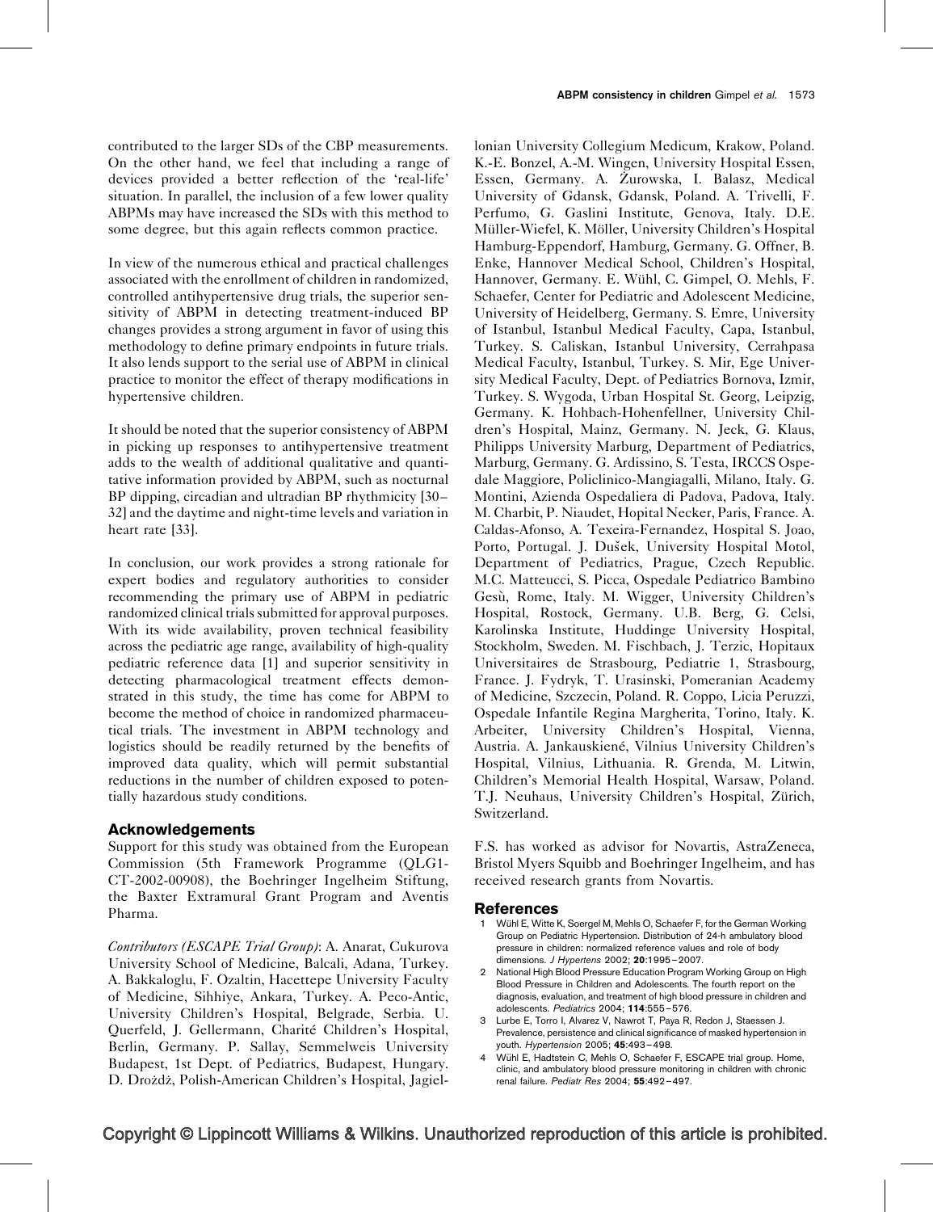contributed to the larger SDs of the CBP measurements. On the other hand, we feel that including a range of devices provided a better reflection of the 'real-life' situation. In parallel, the inclusion of a few lower quality ABPMs may have increased the SDs with this method to some degree, but this again reflects common practice.

In view of the numerous ethical and practical challenges associated with the enrollment of children in randomized, controlled antihypertensive drug trials, the superior sensitivity of ABPM in detecting treatment-induced BP changes provides a strong argument in favor of using this methodology to define primary endpoints in future trials. It also lends support to the serial use of ABPM in clinical practice to monitor the effect of therapy modifications in hypertensive children.

It should be noted that the superior consistency of ABPM in picking up responses to antihypertensive treatment adds to the wealth of additional qualitative and quantitative information provided by ABPM, such as nocturnal BP dipping, circadian and ultradian BP rhythmicity [30–32] and the daytime and night-time levels and variation in heart rate [33].

In conclusion, our work provides a strong rationale for expert bodies and regulatory authorities to consider recommending the primary use of ABPM in pediatric randomized clinical trials submitted for approval purposes. With its wide availability, proven technical feasibility across the pediatric age range, availability of high-quality pediatric reference data [1] and superior sensitivity in detecting pharmacological treatment effects demonstrated in this study, the time has come for ABPM to become the method of choice in randomized pharmaceutical trials. The investment in ABPM technology and logistics should be readily returned by the benefits of improved data quality, which will permit substantial reductions in the number of children exposed to potentially hazardous study conditions.

## Acknowledgements

Support for this study was obtained from the European Commission (5th Framework Programme (QLG1-CT-2002-00908), the Boehringer Ingelheim Stiftung, the Baxter Extramural Grant Program and Aventis Pharma.

*Contributors (ESCAPE Trial Group)*: A. Anarat, Cukurova University School of Medicine, Balcali, Adana, Turkey. A. Bakkaloglu, F. Ozaltin, Hacettepe University Faculty of Medicine, Sihhiye, Ankara, Turkey. A. Peco-Antic, University Children's Hospital, Belgrade, Serbia. U. Querfeld, J. Gellermann, Charité Children's Hospital, Berlin, Germany. P. Sallay, Semmelweis University Budapest, 1st Dept. of Pediatrics, Budapest, Hungary. D. Drożdż, Polish-American Children's Hospital, Jagiellonian University Collegium Medicum, Krakow, Poland. K.-E. Bonzel, A.-M. Wingen, University Hospital Essen, Essen, Germany. A. Żurowska, I. Balasz, Medical University of Gdansk, Gdansk, Poland. A. Trivelli, F. Perfumo, G. Gaslini Institute, Genova, Italy. D.E. Müller-Wiefel, K. Möller, University Children's Hospital Hamburg-Eppendorf, Hamburg, Germany. G. Offner, B. Enke, Hannover Medical School, Children's Hospital, Hannover, Germany. E. Wühl, C. Gimpel, O. Mehls, F. Schaefer, Center for Pediatric and Adolescent Medicine, University of Heidelberg, Germany. S. Emre, University of Istanbul, Istanbul Medical Faculty, Capa, Istanbul, Turkey. S. Caliskan, Istanbul University, Cerrahpasa Medical Faculty, Istanbul, Turkey. S. Mir, Ege University Medical Faculty, Dept. of Pediatrics Bornova, Izmir, Turkey. S. Wygoda, Urban Hospital St. Georg, Leipzig, Germany. K. Hohbach-Hohenfellner, University Children's Hospital, Mainz, Germany. N. Jeck, G. Klaus, Philipps University Marburg, Department of Pediatrics, Marburg, Germany. G. Ardissino, S. Testa, IRCCS Ospedale Maggiore, Policlinico-Mangiagalli, Milano, Italy. G. Montini, Azienda Ospedaliera di Padova, Padova, Italy. M. Charbit, P. Niaudet, Hopital Necker, Paris, France. A. Caldas-Afonso, A. Texeira-Fernandez, Hospital S. Joao, Porto, Portugal. J. Dušek, University Hospital Motol, Department of Pediatrics, Prague, Czech Republic. M.C. Matteucci, S. Picca, Ospedale Pediatrico Bambino Gesù, Rome, Italy. M. Wigger, University Children's Hospital, Rostock, Germany. U.B. Berg, G. Celsi, Karolinska Institute, Huddinge University Hospital, Stockholm, Sweden. M. Fischbach, J. Terzic, Hopitaux Universitaires de Strasbourg, Pediatrie 1, Strasbourg, France. J. Fydryk, T. Urasinski, Pomeranian Academy of Medicine, Szczecin, Poland. R. Coppo, Licia Peruzzi, Ospedale Infantile Regina Margherita, Torino, Italy. K. Arbeiter, University Children's Hospital, Vienna, Austria. A. Jankauskiené, Vilnius University Children's Hospital, Vilnius, Lithuania. R. Grenda, M. Litwin, Children's Memorial Health Hospital, Warsaw, Poland. T.J. Neuhaus, University Children's Hospital, Zürich, Switzerland.

F.S. has worked as advisor for Novartis, AstraZeneca, Bristol Myers Squibb and Boehringer Ingelheim, and has received research grants from Novartis.

## References

1. Wühl E, Witte K, Soergel M, Mehls O, Schaefer F, for the German Working Group on Pediatric Hypertension. Distribution of 24-h ambulatory blood pressure in children: normalized reference values and role of body dimensions. *J Hypertens* 2002; **20**:1995–2007.
2. National High Blood Pressure Education Program Working Group on High Blood Pressure in Children and Adolescents. The fourth report on the diagnosis, evaluation, and treatment of high blood pressure in children and adolescents. *Pediatrics* 2004; **114**:555–576.
3. Lurbe E, Torro I, Alvarez V, Nawrot T, Paya R, Redon J, Staessen J. Prevalence, persistence and clinical significance of masked hypertension in youth. *Hypertension* 2005; **45**:493–498.
4. Wühl E, Hadtstein C, Mehls O, Schaefer F, ESCAPE trial group. Home, clinic, and ambulatory blood pressure monitoring in children with chronic renal failure. *Pediatr Res* 2004; **55**:492–497.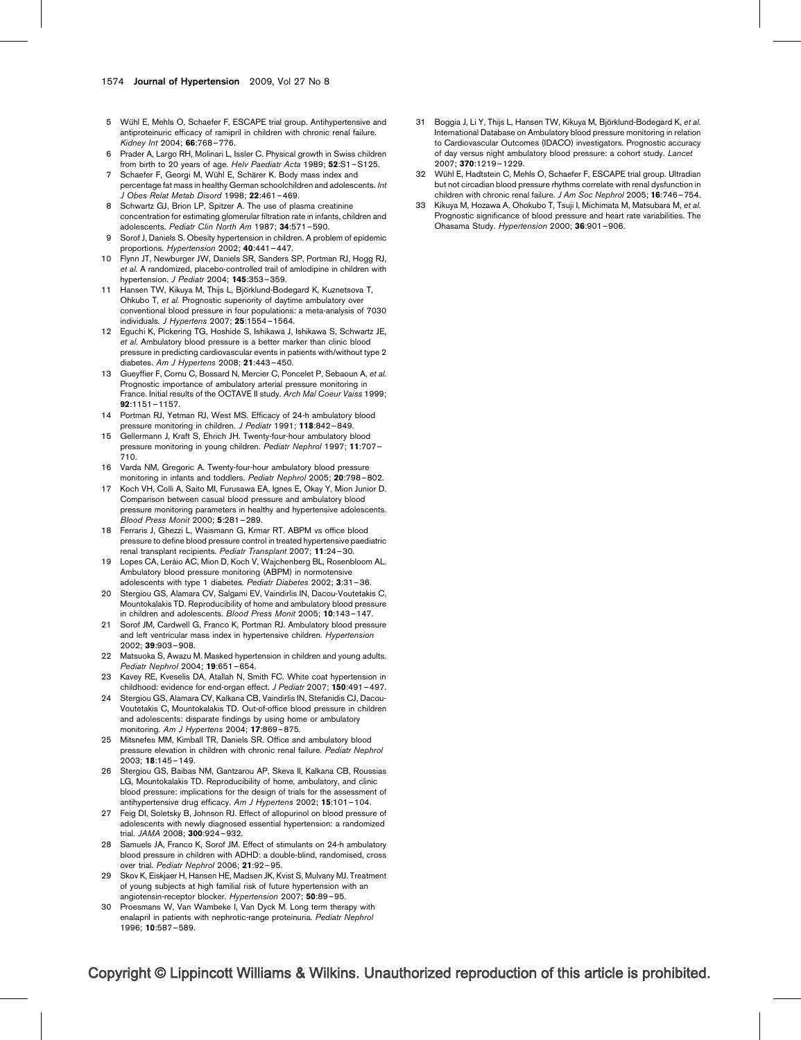5 Wühl E, Mehls O, Schaefer F, ESCAPE trial group. Antihypertensive and antiproteinuric efficacy of ramipril in children with chronic renal failure. *Kidney Int* 2004; **66**:768–776.

6 Prader A, Largo RH, Molinari L, Issler C. Physical growth in Swiss children from birth to 20 years of age. *Helv Paediatr Acta* 1989; **52**:S1–S125.

7 Schaefer F, Georgi M, Wühl E, Schärer K. Body mass index and percentage fat mass in healthy German schoolchildren and adolescents. *Int J Obes Relat Metab Disord* 1998; **22**:461–469.

8 Schwartz GJ, Brion LP, Spitzer A. The use of plasma creatinine concentration for estimating glomerular filtration rate in infants, children and adolescents. *Pediatr Clin North Am* 1987; **34**:571–590.

9 Sorof J, Daniels S. Obesity hypertension in children. A problem of epidemic proportions. *Hypertension* 2002; **40**:441–447.

10 Flynn JT, Newburger JW, Daniels SR, Sanders SP, Portman RJ, Hogg RJ, *et al.* A randomized, placebo-controlled trail of amlodipine in children with hypertension. *J Pediatr* 2004; **145**:353–359.

11 Hansen TW, Kikuya M, Thijs L, Björklund-Bodegard K, Kuznetsova T, Ohkubo T, *et al.* Prognostic superiority of daytime ambulatory over conventional blood pressure in four populations: a meta-analysis of 7030 individuals. *J Hypertens* 2007; **25**:1554–1564.

12 Eguchi K, Pickering TG, Hoshide S, Ishikawa J, Ishikawa S, Schwartz JE, *et al.* Ambulatory blood pressure is a better marker than clinic blood pressure in predicting cardiovascular events in patients with/without type 2 diabetes. *Am J Hypertens* 2008; **21**:443–450.

13 Gueyffier F, Cornu C, Bossard N, Mercier C, Poncelet P, Sebaoun A, *et al.* Prognostic importance of ambulatory arterial pressure monitoring in France. Initial results of the OCTAVE II study. *Arch Mal Coeur Vaiss* 1999; **92**:1151–1157.

14 Portman RJ, Yetman RJ, West MS. Efficacy of 24-h ambulatory blood pressure monitoring in children. *J Pediatr* 1991; **118**:842–849.

15 Gellermann J, Kraft S, Ehrich JH. Twenty-four-hour ambulatory blood pressure monitoring in young children. *Pediatr Nephrol* 1997; **11**:707–710.

16 Varda NM, Gregoric A. Twenty-four-hour ambulatory blood pressure monitoring in infants and toddlers. *Pediatr Nephrol* 2005; **20**:798–802.

17 Koch VH, Colli A, Saito MI, Furusawa EA, Ignes E, Okay Y, Mion Junior D. Comparison between casual blood pressure and ambulatory blood pressure monitoring parameters in healthy and hypertensive adolescents. *Blood Press Monit* 2000; **5**:281–289.

18 Ferraris J, Ghezzi L, Waismann G, Krmar RT. ABPM vs office blood pressure to define blood pressure control in treated hypertensive paediatric renal transplant recipients. *Pediatr Transplant* 2007; **11**:24–30.

19 Lopes CA, Leráio AC, Mion D, Koch V, Wajchenberg BL, Rosenbloom AL. Ambulatory blood pressure monitoring (ABPM) in normotensive adolescents with type 1 diabetes. *Pediatr Diabetes* 2002; **3**:31–36.

20 Stergiou GS, Alamara CV, Salgami EV, Vaindirlis IN, Dacou-Voutetakis C, Mountokalakis TD. Reproducibility of home and ambulatory blood pressure in children and adolescents. *Blood Press Monit* 2005; **10**:143–147.

21 Sorof JM, Cardwell G, Franco K, Portman RJ. Ambulatory blood pressure and left ventricular mass index in hypertensive children. *Hypertension* 2002; **39**:903–908.

22 Matsuoka S, Awazu M. Masked hypertension in children and young adults. *Pediatr Nephrol* 2004; **19**:651–654.

23 Kavey RE, Kveselis DA, Atallah N, Smith FC. White coat hypertension in childhood: evidence for end-organ effect. *J Pediatr* 2007; **150**:491–497.

24 Stergiou GS, Alamara CV, Kalkana CB, Vaindirlis IN, Stefanidis CJ, Dacou-Voutetakis C, Mountokalakis TD. Out-of-office blood pressure in children and adolescents: disparate findings by using home or ambulatory monitoring. *Am J Hypertens* 2004; **17**:869–875.

25 Mitsnefes MM, Kimball TR, Daniels SR. Office and ambulatory blood pressure elevation in children with chronic renal failure. *Pediatr Nephrol* 2003; **18**:145–149.

26 Stergiou GS, Baibas NM, Gantzarou AP, Skeva II, Kalkana CB, Roussias LG, Mountokalakis TD. Reproducibility of home, ambulatory, and clinic blood pressure: implications for the design of trials for the assessment of antihypertensive drug efficacy. *Am J Hypertens* 2002; **15**:101–104.

27 Feig DI, Soletsky B, Johnson RJ. Effect of allopurinol on blood pressure of adolescents with newly diagnosed essential hypertension: a randomized trial. *JAMA* 2008; **300**:924–932.

28 Samuels JA, Franco K, Sorof JM. Effect of stimulants on 24-h ambulatory blood pressure in children with ADHD: a double-blind, randomised, cross over trial. *Pediatr Nephrol* 2006; **21**:92–95.

29 Skov K, Eiskjaer H, Hansen HE, Madsen JK, Kvist S, Mulvany MJ. Treatment of young subjects at high familial risk of future hypertension with an angiotensin-receptor blocker. *Hypertension* 2007; **50**:89–95.

30 Proesmans W, Van Wambeke I, Van Dyck M. Long term therapy with enalapril in patients with nephrotic-range proteinuria. *Pediatr Nephrol* 1996; **10**:587–589.

31 Boggia J, Li Y, Thijs L, Hansen TW, Kikuya M, Björklund-Bodegard K, *et al.* International Database on Ambulatory blood pressure monitoring in relation to Cardiovascular Outcomes (IDACO) investigators. Prognostic accuracy of day versus night ambulatory blood pressure: a cohort study. *Lancet* 2007; **370**:1219–1229.

32 Wühl E, Hadtstein C, Mehls O, Schaefer F, ESCAPE trial group. Ultradian but not circadian blood pressure rhythms correlate with renal dysfunction in children with chronic renal failure. *J Am Soc Nephrol* 2005; **16**:746–754.

33 Kikuya M, Hozawa A, Ohokubo T, Tsuji I, Michimata M, Matsubara M, *et al.* Prognostic significance of blood pressure and heart rate variabilities. The Ohasama Study. *Hypertension* 2000; **36**:901–906.